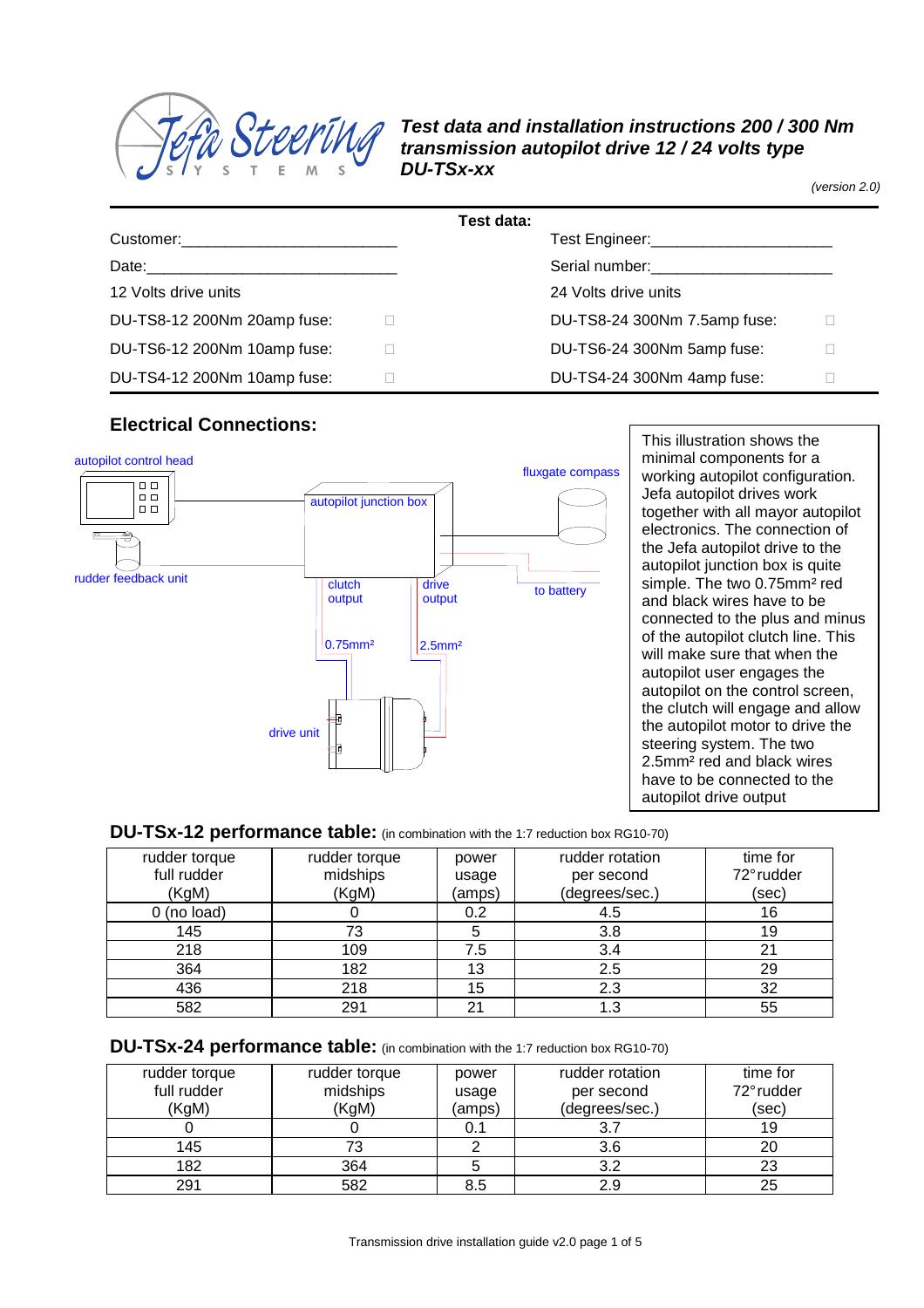# Test data and installation instructions 200 / 300 Nm transmission autopilot drive 12 / 24 volts type DU-TSx-xx

*(version 2.0)*

**Test data:**

Customer:_________________________ Test Engineer:_____________________

Date:____________________________ Serial number:_____________________

| 12 Volts drive units | | 24 Volts drive units | |
|---|---|---|---|
| DU-TS8-12 200Nm 20amp fuse: | ☐ | DU-TS8-24 300Nm 7.5amp fuse: | ☐ |
| DU-TS6-12 200Nm 10amp fuse: | ☐ | DU-TS6-24 300Nm 5amp fuse: | ☐ |
| DU-TS4-12 200Nm 10amp fuse: | ☐ | DU-TS4-24 300Nm 4amp fuse: | ☐ |

## Electrical Connections:

autopilot control head, fluxgate compass, autopilot junction box, rudder feedback unit, clutch output, drive output, to battery, 0.75mm², 2.5mm², drive unit

This illustration shows the minimal components for a working autopilot configuration. Jefa autopilot drives work together with all mayor autopilot electronics. The connection of the Jefa autopilot drive to the autopilot junction box is quite simple. The two 0.75mm² red and black wires have to be connected to the plus and minus of the autopilot clutch line. This will make sure that when the autopilot user engages the autopilot on the control screen, the clutch will engage and allow the autopilot motor to drive the steering system. The two 2.5mm² red and black wires have to be connected to the autopilot drive output

## DU-TSx-12 performance table: (in combination with the 1:7 reduction box RG10-70)

| rudder torque full rudder (KgM) | rudder torque midships (KgM) | power usage (amps) | rudder rotation per second (degrees/sec.) | time for 72° rudder (sec) |
|---|---|---|---|---|
| 0 (no load) | 0 | 0.2 | 4.5 | 16 |
| 145 | 73 | 5 | 3.8 | 19 |
| 218 | 109 | 7.5 | 3.4 | 21 |
| 364 | 182 | 13 | 2.5 | 29 |
| 436 | 218 | 15 | 2.3 | 32 |
| 582 | 291 | 21 | 1.3 | 55 |

## DU-TSx-24 performance table: (in combination with the 1:7 reduction box RG10-70)

| rudder torque full rudder (KgM) | rudder torque midships (KgM) | power usage (amps) | rudder rotation per second (degrees/sec.) | time for 72° rudder (sec) |
|---|---|---|---|---|
| 0 | 0 | 0.1 | 3.7 | 19 |
| 145 | 73 | 2 | 3.6 | 20 |
| 182 | 364 | 5 | 3.2 | 23 |
| 291 | 582 | 8.5 | 2.9 | 25 |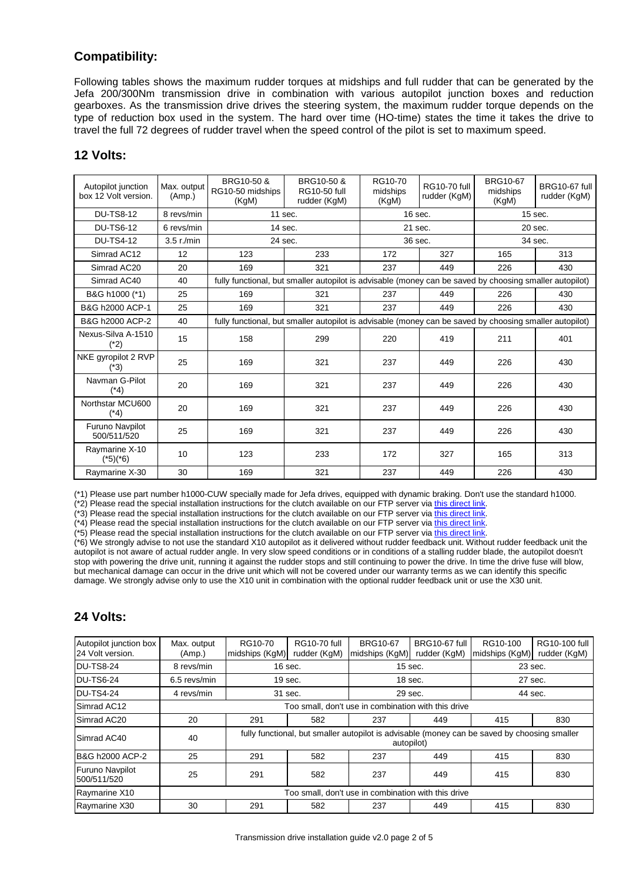## Compatibility:

Following tables shows the maximum rudder torques at midships and full rudder that can be generated by the Jefa 200/300Nm transmission drive in combination with various autopilot junction boxes and reduction gearboxes. As the transmission drive drives the steering system, the maximum rudder torque depends on the type of reduction box used in the system. The hard over time (HO-time) states the time it takes the drive to travel the full 72 degrees of rudder travel when the speed control of the pilot is set to maximum speed.

## 12 Volts:

| Autopilot junction box 12 Volt version. | Max. output (Amp.) | BRG10-50 & RG10-50 midships (KgM) | BRG10-50 & RG10-50 full rudder (KgM) | RG10-70 midships (KgM) | RG10-70 full rudder (KgM) | BRG10-67 midships (KgM) | BRG10-67 full rudder (KgM) |
|---|---|---|---|---|---|---|---|
| DU-TS8-12 | 8 revs/min | 11 sec. | | 16 sec. | | 15 sec. | |
| DU-TS6-12 | 6 revs/min | 14 sec. | | 21 sec. | | 20 sec. | |
| DU-TS4-12 | 3.5 r./min | 24 sec. | | 36 sec. | | 34 sec. | |
| Simrad AC12 | 12 | 123 | 233 | 172 | 327 | 165 | 313 |
| Simrad AC20 | 20 | 169 | 321 | 237 | 449 | 226 | 430 |
| Simrad AC40 | 40 | fully functional, but smaller autopilot is advisable (money can be saved by choosing smaller autopilot) | | | | | |
| B&G h1000 (*1) | 25 | 169 | 321 | 237 | 449 | 226 | 430 |
| B&G h2000 ACP-1 | 25 | 169 | 321 | 237 | 449 | 226 | 430 |
| B&G h2000 ACP-2 | 40 | fully functional, but smaller autopilot is advisable (money can be saved by choosing smaller autopilot) | | | | | |
| Nexus-Silva A-1510 (*2) | 15 | 158 | 299 | 220 | 419 | 211 | 401 |
| NKE gyropilot 2 RVP (*3) | 25 | 169 | 321 | 237 | 449 | 226 | 430 |
| Navman G-Pilot (*4) | 20 | 169 | 321 | 237 | 449 | 226 | 430 |
| Northstar MCU600 (*4) | 20 | 169 | 321 | 237 | 449 | 226 | 430 |
| Furuno Navpilot 500/511/520 | 25 | 169 | 321 | 237 | 449 | 226 | 430 |
| Raymarine X-10 (*5)(*6) | 10 | 123 | 233 | 172 | 327 | 165 | 313 |
| Raymarine X-30 | 30 | 169 | 321 | 237 | 449 | 226 | 430 |

(*1) Please use part number h1000-CUW specially made for Jefa drives, equipped with dynamic braking. Don't use the standard h1000.
(*2) Please read the special installation instructions for the clutch available on our FTP server via this direct link.
(*3) Please read the special installation instructions for the clutch available on our FTP server via this direct link.
(*4) Please read the special installation instructions for the clutch available on our FTP server via this direct link.
(*5) Please read the special installation instructions for the clutch available on our FTP server via this direct link.
(*6) We strongly advise to not use the standard X10 autopilot as it delivered without rudder feedback unit. Without rudder feedback unit the autopilot is not aware of actual rudder angle. In very slow speed conditions or in conditions of a stalling rudder blade, the autopilot doesn't stop with powering the drive unit, running it against the rudder stops and still continuing to power the drive. In time the drive fuse will blow, but mechanical damage can occur in the drive unit which will not be covered under our warranty terms as we can identify this specific damage. We strongly advise only to use the X10 unit in combination with the optional rudder feedback unit or use the X30 unit.

## 24 Volts:

| Autopilot junction box 24 Volt version. | Max. output (Amp.) | RG10-70 midships (KgM) | RG10-70 full rudder (KgM) | BRG10-67 midships (KgM) | BRG10-67 full rudder (KgM) | RG10-100 midships (KgM) | RG10-100 full rudder (KgM) |
|---|---|---|---|---|---|---|---|
| DU-TS8-24 | 8 revs/min | 16 sec. | | 15 sec. | | 23 sec. | |
| DU-TS6-24 | 6.5 revs/min | 19 sec. | | 18 sec. | | 27 sec. | |
| DU-TS4-24 | 4 revs/min | 31 sec. | | 29 sec. | | 44 sec. | |
| Simrad AC12 | Too small, don't use in combination with this drive | | | | | | |
| Simrad AC20 | 20 | 291 | 582 | 237 | 449 | 415 | 830 |
| Simrad AC40 | 40 | fully functional, but smaller autopilot is advisable (money can be saved by choosing smaller autopilot) | | | | | |
| B&G h2000 ACP-2 | 25 | 291 | 582 | 237 | 449 | 415 | 830 |
| Furuno Navpilot 500/511/520 | 25 | 291 | 582 | 237 | 449 | 415 | 830 |
| Raymarine X10 | Too small, don't use in combination with this drive | | | | | | |
| Raymarine X30 | 30 | 291 | 582 | 237 | 449 | 415 | 830 |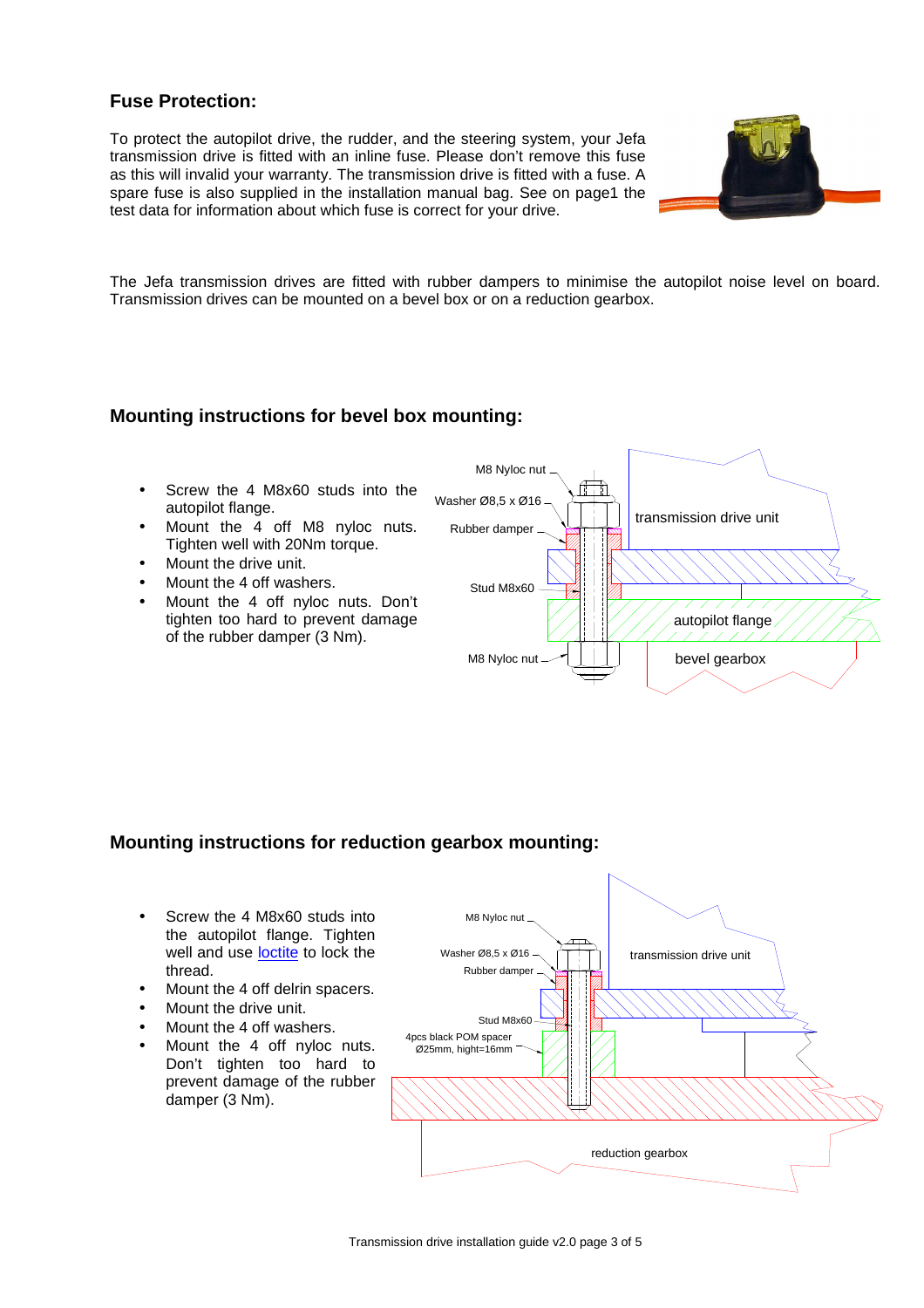## Fuse Protection:

To protect the autopilot drive, the rudder, and the steering system, your Jefa transmission drive is fitted with an inline fuse. Please don't remove this fuse as this will invalid your warranty. The transmission drive is fitted with a fuse. A spare fuse is also supplied in the installation manual bag. See on page1 the test data for information about which fuse is correct for your drive.

The Jefa transmission drives are fitted with rubber dampers to minimise the autopilot noise level on board. Transmission drives can be mounted on a bevel box or on a reduction gearbox.

## Mounting instructions for bevel box mounting:

- Screw the 4 M8x60 studs into the autopilot flange.
- Mount the 4 off M8 nyloc nuts. Tighten well with 20Nm torque.
- Mount the drive unit.
- Mount the 4 off washers.
- Mount the 4 off nyloc nuts. Don't tighten too hard to prevent damage of the rubber damper (3 Nm).

M8 Nyloc nut
Washer Ø8,5 x Ø16
Rubber damper
Stud M8x60
M8 Nyloc nut
transmission drive unit
autopilot flange
bevel gearbox

## Mounting instructions for reduction gearbox mounting:

- Screw the 4 M8x60 studs into the autopilot flange. Tighten well and use loctite to lock the thread.
- Mount the 4 off delrin spacers.
- Mount the drive unit.
- Mount the 4 off washers.
- Mount the 4 off nyloc nuts. Don't tighten too hard to prevent damage of the rubber damper (3 Nm).

M8 Nyloc nut
Washer Ø8,5 x Ø16
Rubber damper
Stud M8x60
4pcs black POM spacer Ø25mm, hight=16mm
transmission drive unit
reduction gearbox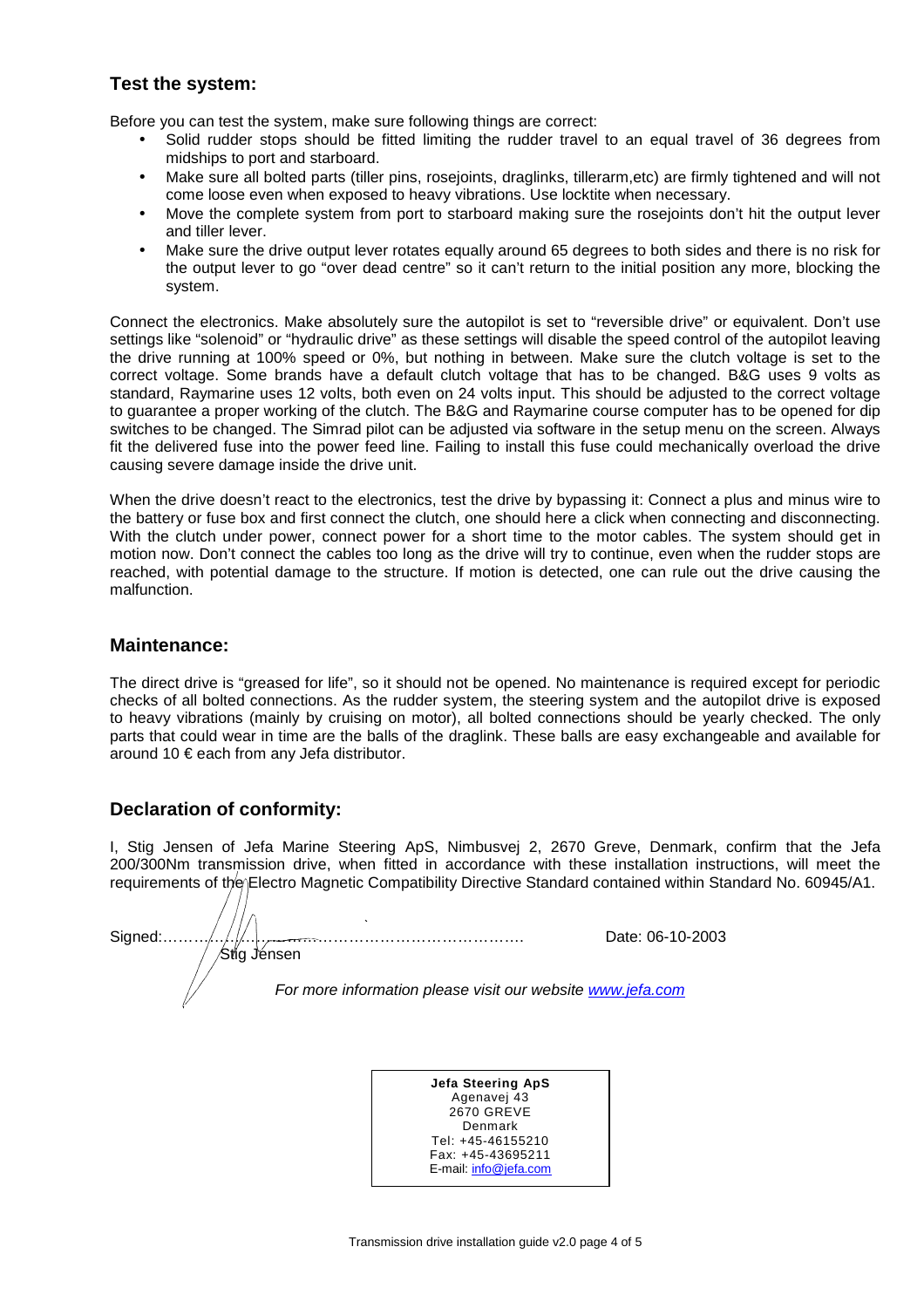## Test the system:

Before you can test the system, make sure following things are correct:

- Solid rudder stops should be fitted limiting the rudder travel to an equal travel of 36 degrees from midships to port and starboard.
- Make sure all bolted parts (tiller pins, rosejoints, draglinks, tillerarm,etc) are firmly tightened and will not come loose even when exposed to heavy vibrations. Use locktite when necessary.
- Move the complete system from port to starboard making sure the rosejoints don't hit the output lever and tiller lever.
- Make sure the drive output lever rotates equally around 65 degrees to both sides and there is no risk for the output lever to go "over dead centre" so it can't return to the initial position any more, blocking the system.

Connect the electronics. Make absolutely sure the autopilot is set to "reversible drive" or equivalent. Don't use settings like "solenoid" or "hydraulic drive" as these settings will disable the speed control of the autopilot leaving the drive running at 100% speed or 0%, but nothing in between. Make sure the clutch voltage is set to the correct voltage. Some brands have a default clutch voltage that has to be changed. B&G uses 9 volts as standard, Raymarine uses 12 volts, both even on 24 volts input. This should be adjusted to the correct voltage to guarantee a proper working of the clutch. The B&G and Raymarine course computer has to be opened for dip switches to be changed. The Simrad pilot can be adjusted via software in the setup menu on the screen. Always fit the delivered fuse into the power feed line. Failing to install this fuse could mechanically overload the drive causing severe damage inside the drive unit.

When the drive doesn't react to the electronics, test the drive by bypassing it: Connect a plus and minus wire to the battery or fuse box and first connect the clutch, one should here a click when connecting and disconnecting. With the clutch under power, connect power for a short time to the motor cables. The system should get in motion now. Don't connect the cables too long as the drive will try to continue, even when the rudder stops are reached, with potential damage to the structure. If motion is detected, one can rule out the drive causing the malfunction.

## Maintenance:

The direct drive is "greased for life", so it should not be opened. No maintenance is required except for periodic checks of all bolted connections. As the rudder system, the steering system and the autopilot drive is exposed to heavy vibrations (mainly by cruising on motor), all bolted connections should be yearly checked. The only parts that could wear in time are the balls of the draglink. These balls are easy exchangeable and available for around 10 € each from any Jefa distributor.

## Declaration of conformity:

I, Stig Jensen of Jefa Marine Steering ApS, Nimbusvej 2, 2670 Greve, Denmark, confirm that the Jefa 200/300Nm transmission drive, when fitted in accordance with these installation instructions, will meet the requirements of the Electro Magnetic Compatibility Directive Standard contained within Standard No. 60945/A1.

Signed:…………………………………………………………………. Date: 06-10-2003

Stig Jensen

*For more information please visit our website www.jefa.com*

**Jefa Steering ApS**
Agenavej 43
2670 GREVE
Denmark
Tel: +45-46155210
Fax: +45-43695211
E-mail: info@jefa.com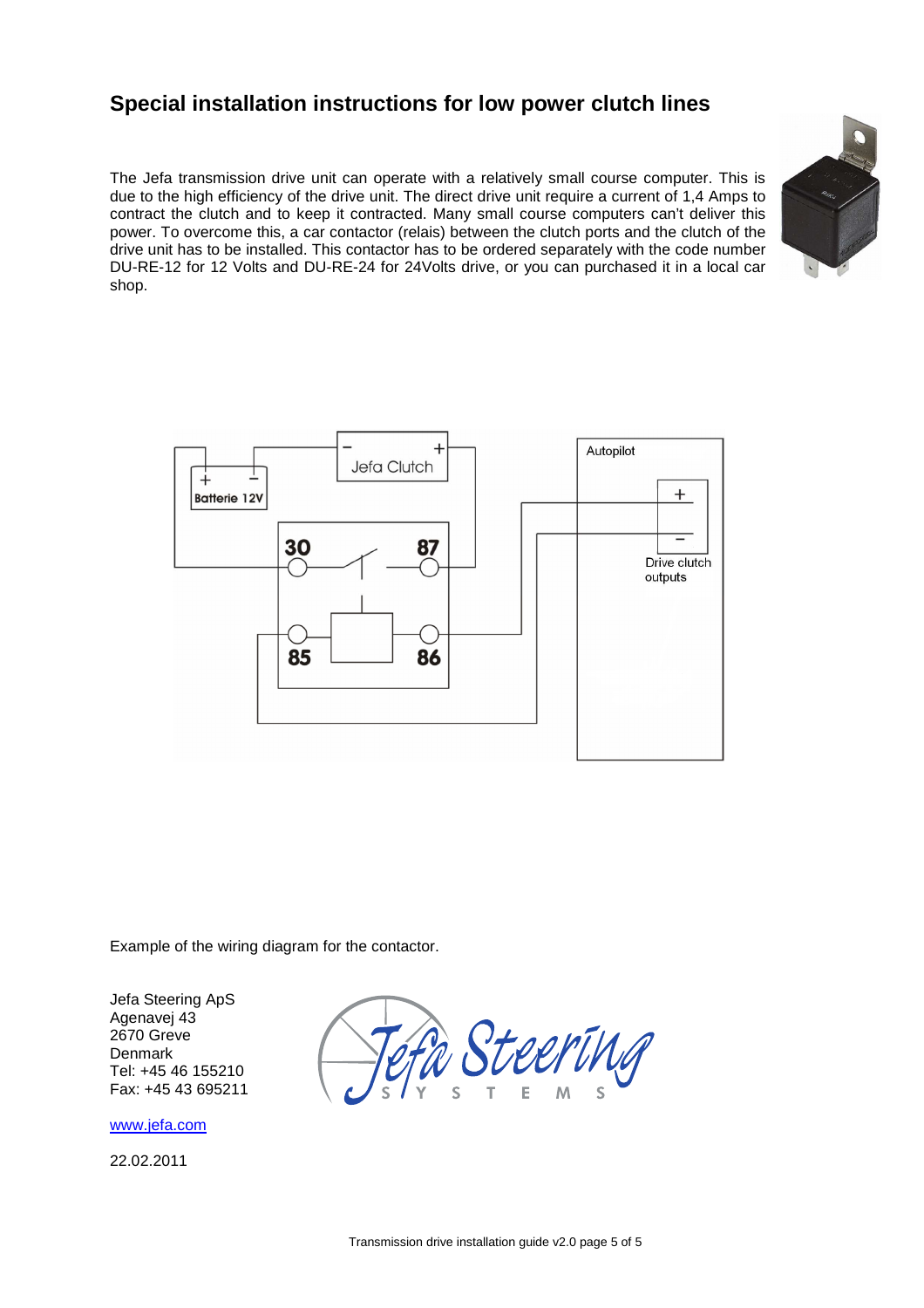## Special installation instructions for low power clutch lines

The Jefa transmission drive unit can operate with a relatively small course computer. This is due to the high efficiency of the drive unit. The direct drive unit require a current of 1,4 Amps to contract the clutch and to keep it contracted. Many small course computers can't deliver this power. To overcome this, a car contactor (relais) between the clutch ports and the clutch of the drive unit has to be installed. This contactor has to be ordered separately with the code number DU-RE-12 for 12 Volts and DU-RE-24 for 24Volts drive, or you can purchased it in a local car shop.

Jefa Clutch
Batterie 12V
30
87
85
86
Autopilot
Drive clutch outputs

Example of the wiring diagram for the contactor.

Jefa Steering ApS
Agenavej 43
2670 Greve
Denmark
Tel: +45 46 155210
Fax: +45 43 695211

www.jefa.com

22.02.2011